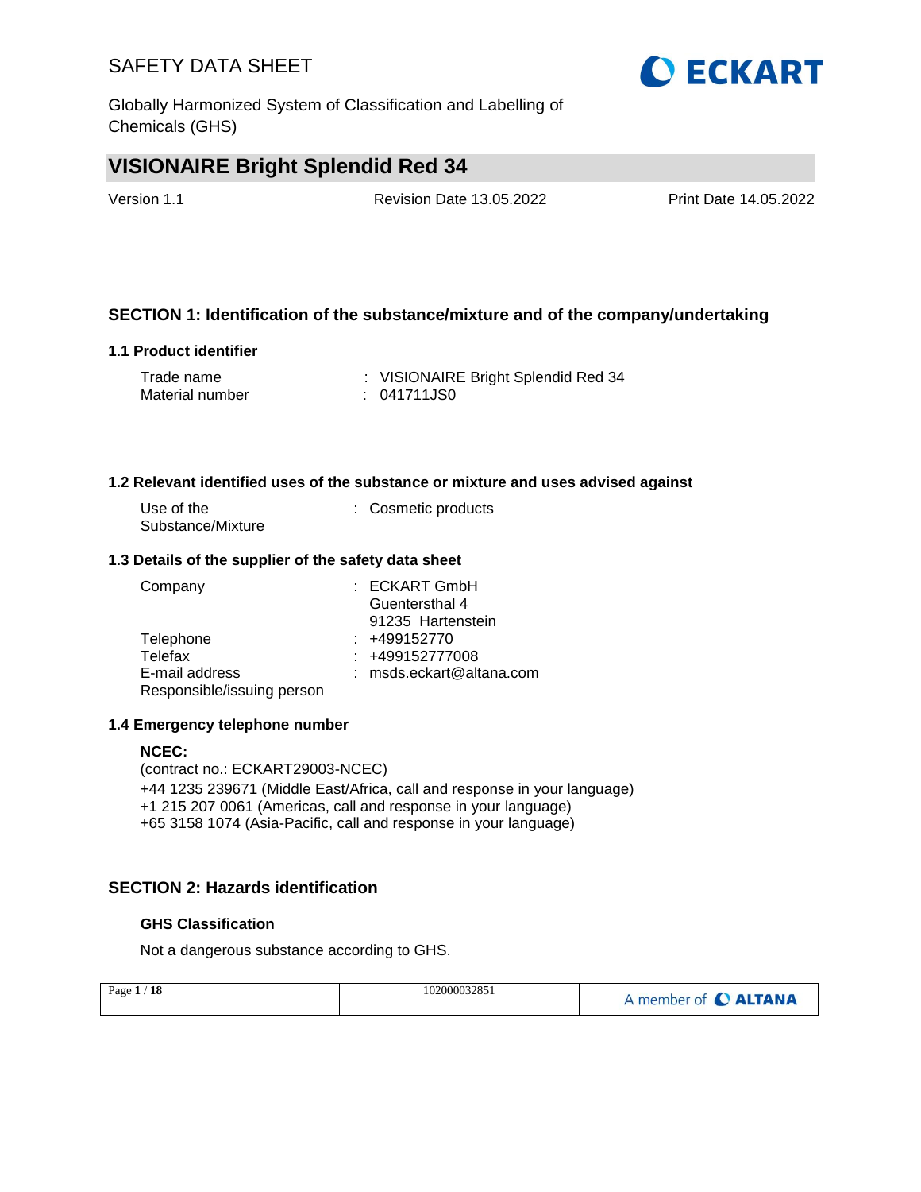# SAFETY DATA SHEET

Globally Harmonized System of Classification and Labelling of Chemicals (GHS)

## VISIONAIRE Bright Splendid Red 34

Version 1.1 | Revision Date 13.05.2022 | Print Date 14.05.2022

## SECTION 1: Identification of the substance/mixture and of the company/undertaking

### 1.1 Product identifier

Trade name : VISIONAIRE Bright Splendid Red 34
Material number : 041711JS0

### 1.2 Relevant identified uses of the substance or mixture and uses advised against

Use of the Substance/Mixture : Cosmetic products

### 1.3 Details of the supplier of the safety data sheet

Company : ECKART GmbH
Guentersthal 4
91235 Hartenstein
Telephone : +499152770
Telefax : +499152777008
E-mail address : msds.eckart@altana.com
Responsible/issuing person

### 1.4 Emergency telephone number

**NCEC:**
(contract no.: ECKART29003-NCEC)
+44 1235 239671 (Middle East/Africa, call and response in your language)
+1 215 207 0061 (Americas, call and response in your language)
+65 3158 1074 (Asia-Pacific, call and response in your language)

## SECTION 2: Hazards identification

### GHS Classification

Not a dangerous substance according to GHS.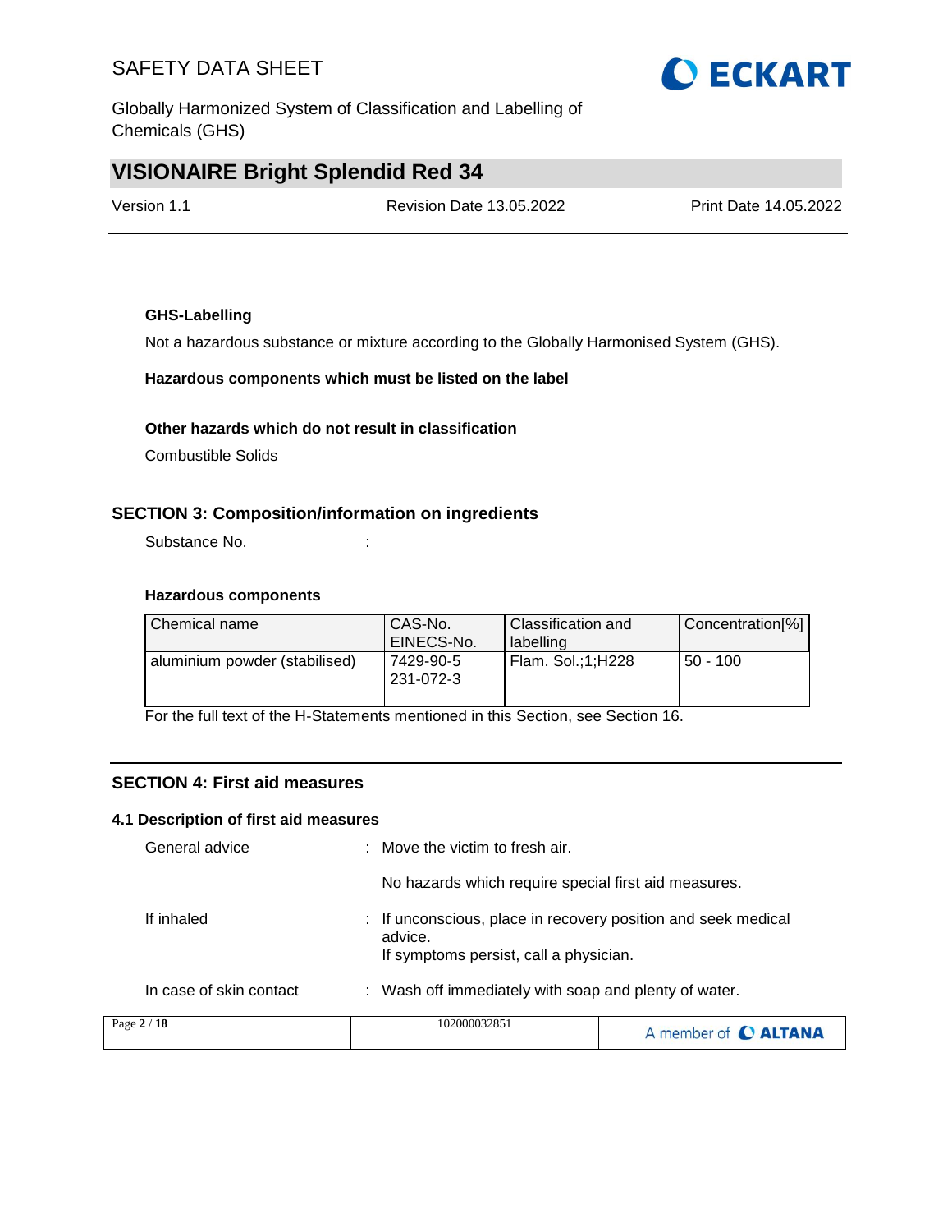**GHS-Labelling**

Not a hazardous substance or mixture according to the Globally Harmonised System (GHS).

**Hazardous components which must be listed on the label**

**Other hazards which do not result in classification**

Combustible Solids

## SECTION 3: Composition/information on ingredients

Substance No. :

**Hazardous components**

| Chemical name | CAS-No.<br>EINECS-No. | Classification and labelling | Concentration[%] |
|---|---|---|---|
| aluminium powder (stabilised) | 7429-90-5<br>231-072-3 | Flam. Sol.;1;H228 | 50 - 100 |

For the full text of the H-Statements mentioned in this Section, see Section 16.

## SECTION 4: First aid measures

### 4.1 Description of first aid measures

General advice : Move the victim to fresh air.

No hazards which require special first aid measures.

If inhaled : If unconscious, place in recovery position and seek medical advice.
If symptoms persist, call a physician.

In case of skin contact : Wash off immediately with soap and plenty of water.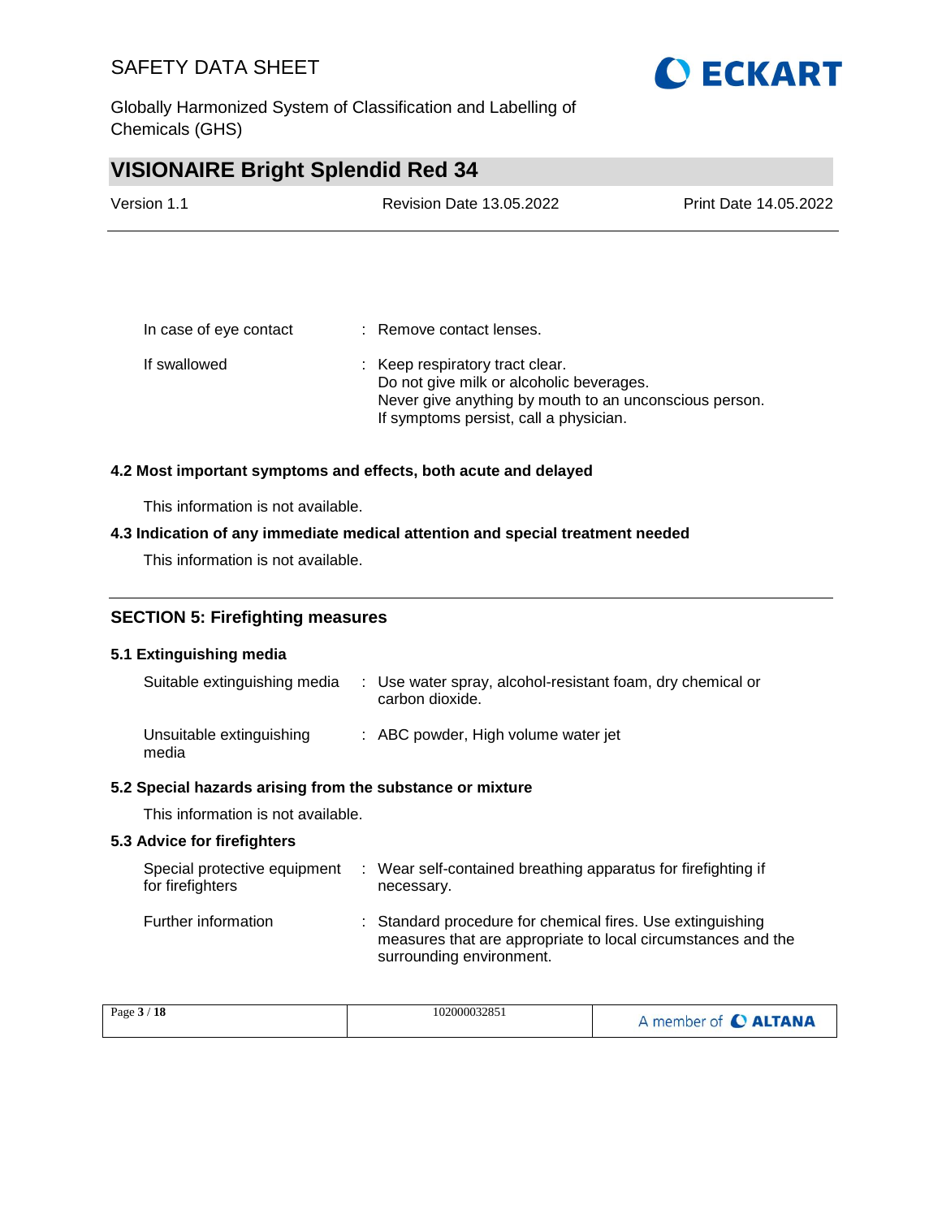| | | |
|---|---|---|
| In case of eye contact | : | Remove contact lenses. |
| If swallowed | : | Keep respiratory tract clear.<br>Do not give milk or alcoholic beverages.<br>Never give anything by mouth to an unconscious person.<br>If symptoms persist, call a physician. |

### 4.2 Most important symptoms and effects, both acute and delayed

This information is not available.

### 4.3 Indication of any immediate medical attention and special treatment needed

This information is not available.

## SECTION 5: Firefighting measures

### 5.1 Extinguishing media

| | | |
|---|---|---|
| Suitable extinguishing media | : | Use water spray, alcohol-resistant foam, dry chemical or carbon dioxide. |
| Unsuitable extinguishing media | : | ABC powder, High volume water jet |

### 5.2 Special hazards arising from the substance or mixture

This information is not available.

### 5.3 Advice for firefighters

| | | |
|---|---|---|
| Special protective equipment for firefighters | : | Wear self-contained breathing apparatus for firefighting if necessary. |
| Further information | : | Standard procedure for chemical fires. Use extinguishing measures that are appropriate to local circumstances and the surrounding environment. |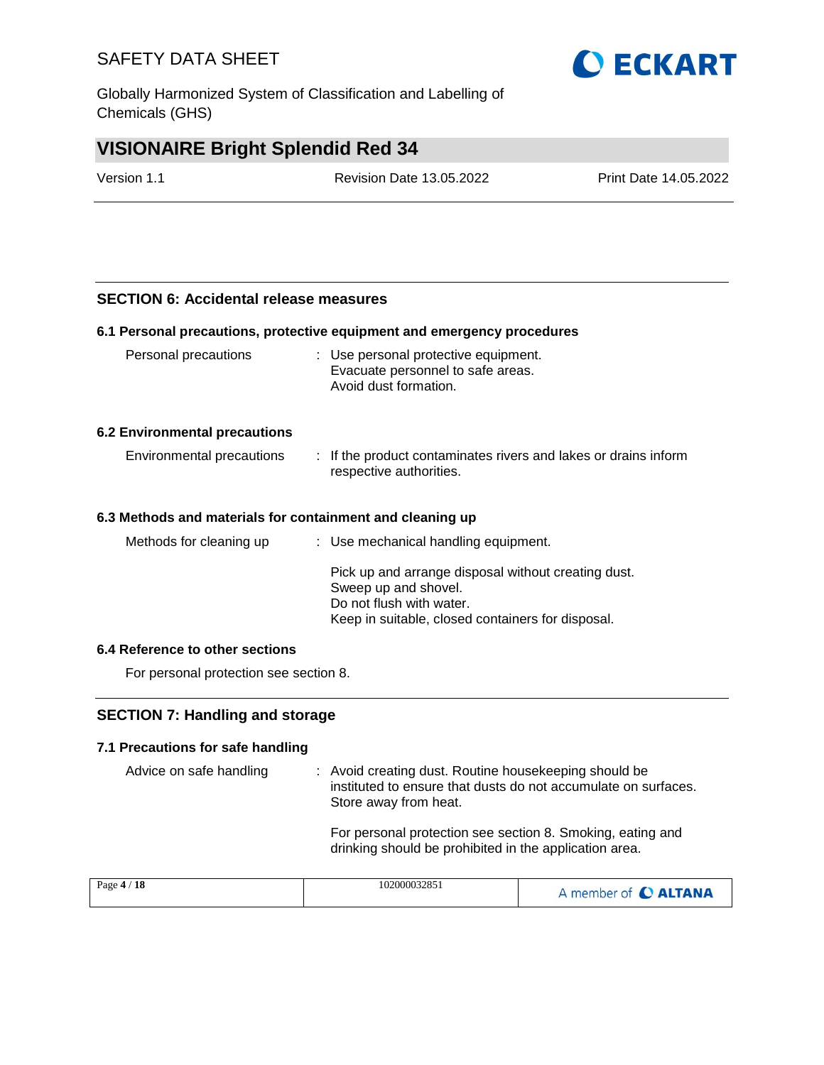## SECTION 6: Accidental release measures

### 6.1 Personal precautions, protective equipment and emergency procedures

| | |
|---|---|
| Personal precautions | : Use personal protective equipment.<br>Evacuate personnel to safe areas.<br>Avoid dust formation. |

### 6.2 Environmental precautions

| | |
|---|---|
| Environmental precautions | : If the product contaminates rivers and lakes or drains inform respective authorities. |

### 6.3 Methods and materials for containment and cleaning up

| | |
|---|---|
| Methods for cleaning up | : Use mechanical handling equipment.<br><br>Pick up and arrange disposal without creating dust.<br>Sweep up and shovel.<br>Do not flush with water.<br>Keep in suitable, closed containers for disposal. |

### 6.4 Reference to other sections

For personal protection see section 8.

## SECTION 7: Handling and storage

### 7.1 Precautions for safe handling

| | |
|---|---|
| Advice on safe handling | : Avoid creating dust. Routine housekeeping should be instituted to ensure that dusts do not accumulate on surfaces. Store away from heat.<br><br>For personal protection see section 8. Smoking, eating and drinking should be prohibited in the application area. |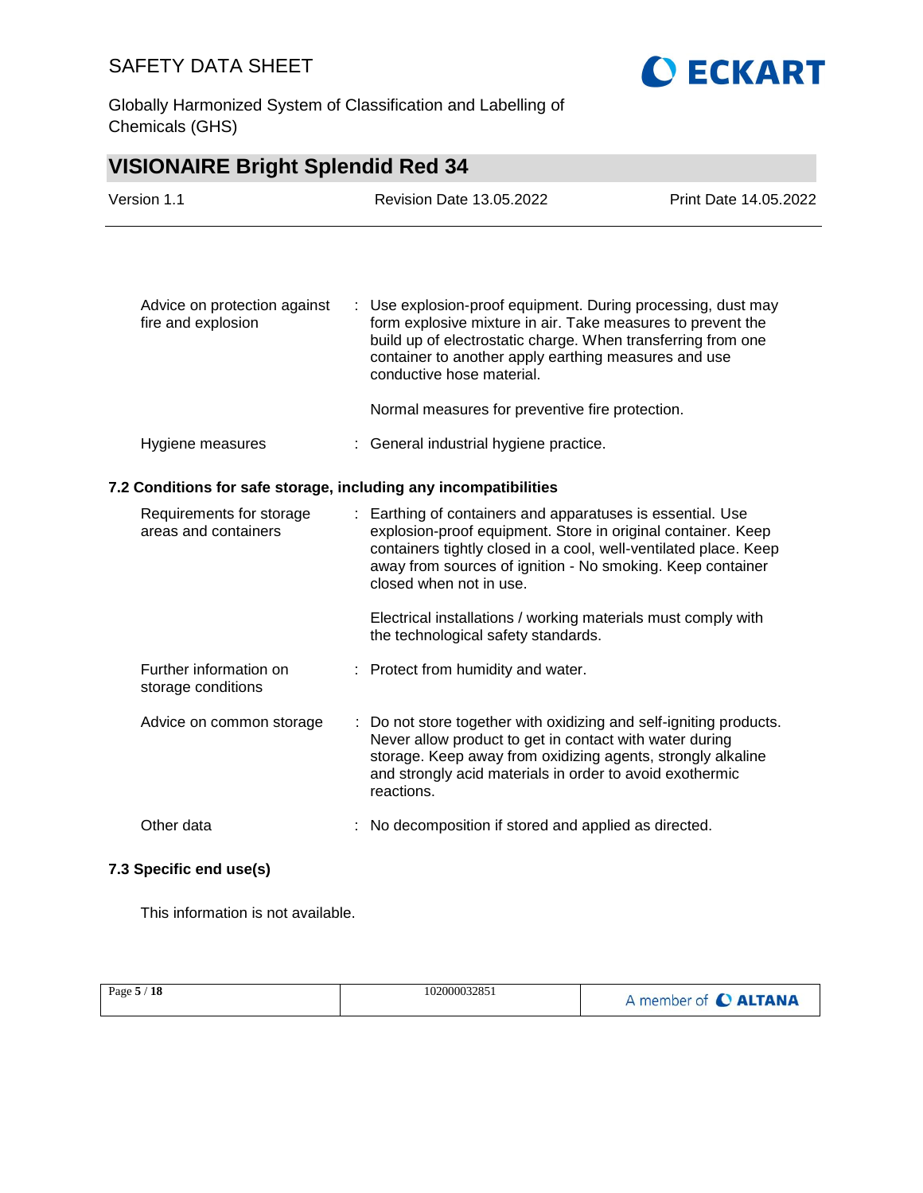| | | |
|---|---|---|
| Advice on protection against fire and explosion | : | Use explosion-proof equipment. During processing, dust may form explosive mixture in air. Take measures to prevent the build up of electrostatic charge. When transferring from one container to another apply earthing measures and use conductive hose material.<br><br>Normal measures for preventive fire protection. |
| Hygiene measures | : | General industrial hygiene practice. |

### 7.2 Conditions for safe storage, including any incompatibilities

| | | |
|---|---|---|
| Requirements for storage areas and containers | : | Earthing of containers and apparatuses is essential. Use explosion-proof equipment. Store in original container. Keep containers tightly closed in a cool, well-ventilated place. Keep away from sources of ignition - No smoking. Keep container closed when not in use.<br><br>Electrical installations / working materials must comply with the technological safety standards. |
| Further information on storage conditions | : | Protect from humidity and water. |
| Advice on common storage | : | Do not store together with oxidizing and self-igniting products. Never allow product to get in contact with water during storage. Keep away from oxidizing agents, strongly alkaline and strongly acid materials in order to avoid exothermic reactions. |
| Other data | : | No decomposition if stored and applied as directed. |

### 7.3 Specific end use(s)

This information is not available.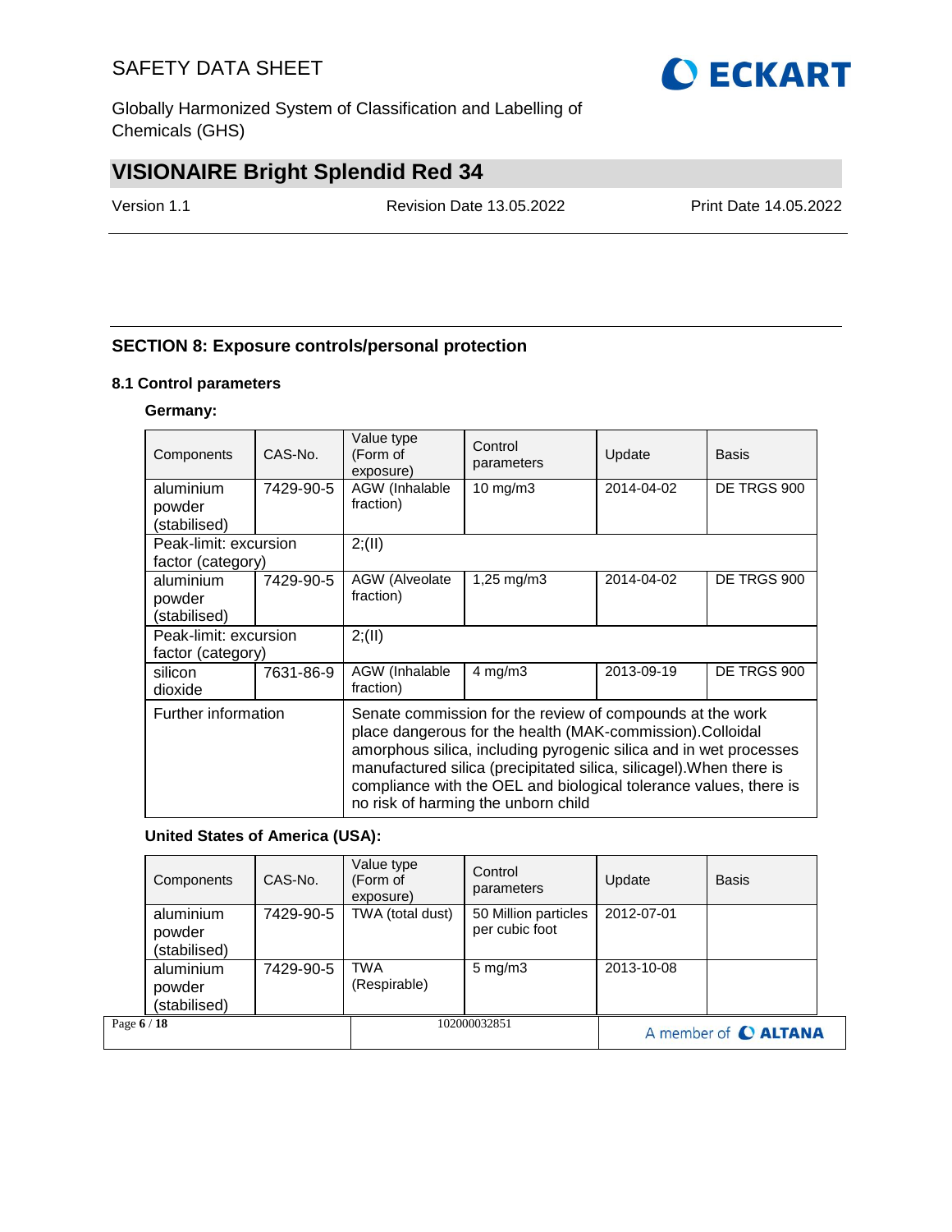## SECTION 8: Exposure controls/personal protection

### 8.1 Control parameters

**Germany:**

| Components | CAS-No. | Value type (Form of exposure) | Control parameters | Update | Basis |
|---|---|---|---|---|---|
| aluminium powder (stabilised) | 7429-90-5 | AGW (Inhalable fraction) | 10 mg/m3 | 2014-04-02 | DE TRGS 900 |
| Peak-limit: excursion factor (category) | | 2;(II) | | | |
| aluminium powder (stabilised) | 7429-90-5 | AGW (Alveolate fraction) | 1,25 mg/m3 | 2014-04-02 | DE TRGS 900 |
| Peak-limit: excursion factor (category) | | 2;(II) | | | |
| silicon dioxide | 7631-86-9 | AGW (Inhalable fraction) | 4 mg/m3 | 2013-09-19 | DE TRGS 900 |
| Further information | | Senate commission for the review of compounds at the work place dangerous for the health (MAK-commission).Colloidal amorphous silica, including pyrogenic silica and in wet processes manufactured silica (precipitated silica, silicagel).When there is compliance with the OEL and biological tolerance values, there is no risk of harming the unborn child | | | |

**United States of America (USA):**

| Components | CAS-No. | Value type (Form of exposure) | Control parameters | Update | Basis |
|---|---|---|---|---|---|
| aluminium powder (stabilised) | 7429-90-5 | TWA (total dust) | 50 Million particles per cubic foot | 2012-07-01 | |
| aluminium powder (stabilised) | 7429-90-5 | TWA (Respirable) | 5 mg/m3 | 2013-10-08 | |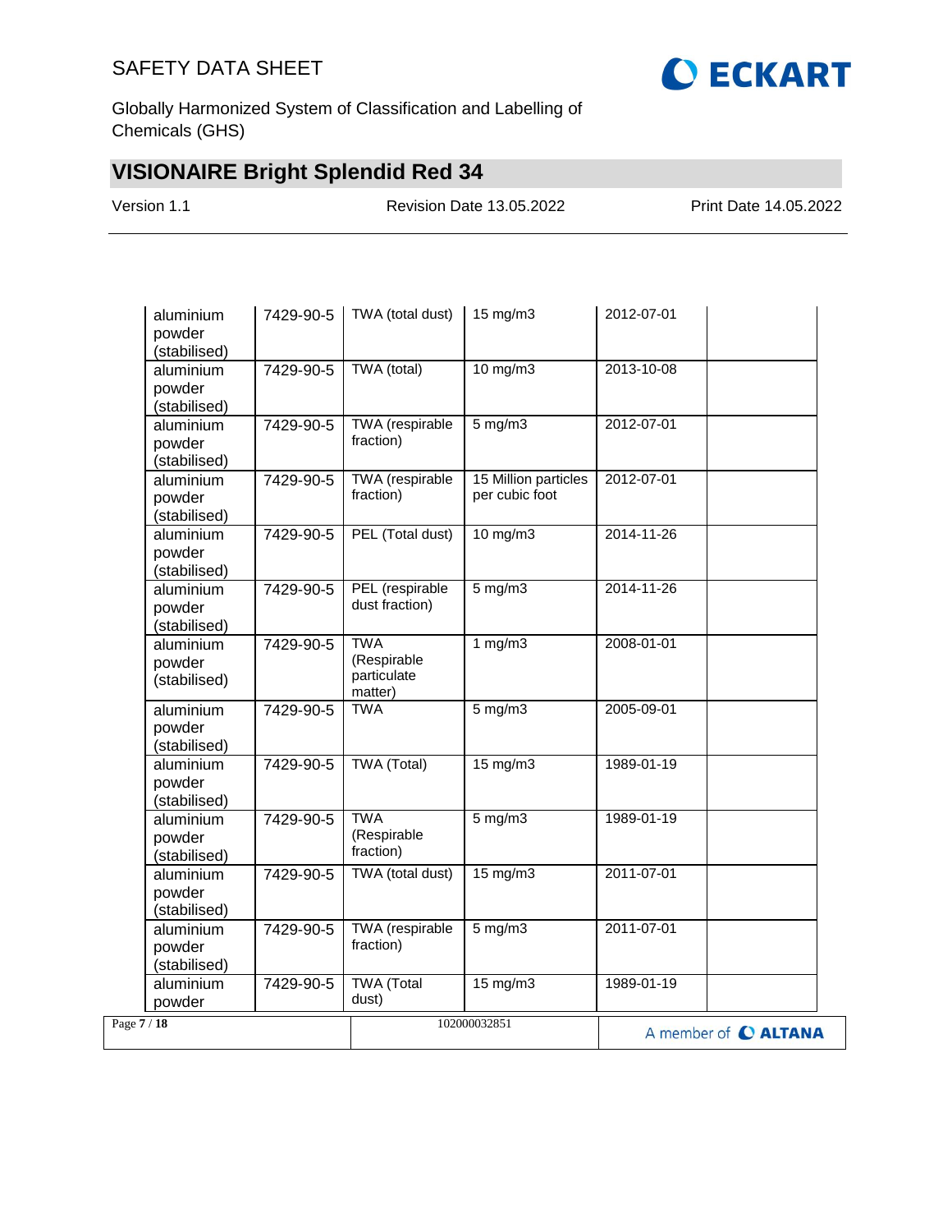| | | | | | |
|---|---|---|---|---|---|
| aluminium powder (stabilised) | 7429-90-5 | TWA (total dust) | 15 mg/m3 | 2012-07-01 | |
| aluminium powder (stabilised) | 7429-90-5 | TWA (total) | 10 mg/m3 | 2013-10-08 | |
| aluminium powder (stabilised) | 7429-90-5 | TWA (respirable fraction) | 5 mg/m3 | 2012-07-01 | |
| aluminium powder (stabilised) | 7429-90-5 | TWA (respirable fraction) | 15 Million particles per cubic foot | 2012-07-01 | |
| aluminium powder (stabilised) | 7429-90-5 | PEL (Total dust) | 10 mg/m3 | 2014-11-26 | |
| aluminium powder (stabilised) | 7429-90-5 | PEL (respirable dust fraction) | 5 mg/m3 | 2014-11-26 | |
| aluminium powder (stabilised) | 7429-90-5 | TWA (Respirable particulate matter) | 1 mg/m3 | 2008-01-01 | |
| aluminium powder (stabilised) | 7429-90-5 | TWA | 5 mg/m3 | 2005-09-01 | |
| aluminium powder (stabilised) | 7429-90-5 | TWA (Total) | 15 mg/m3 | 1989-01-19 | |
| aluminium powder (stabilised) | 7429-90-5 | TWA (Respirable fraction) | 5 mg/m3 | 1989-01-19 | |
| aluminium powder (stabilised) | 7429-90-5 | TWA (total dust) | 15 mg/m3 | 2011-07-01 | |
| aluminium powder (stabilised) | 7429-90-5 | TWA (respirable fraction) | 5 mg/m3 | 2011-07-01 | |
| aluminium powder | 7429-90-5 | TWA (Total dust) | 15 mg/m3 | 1989-01-19 | |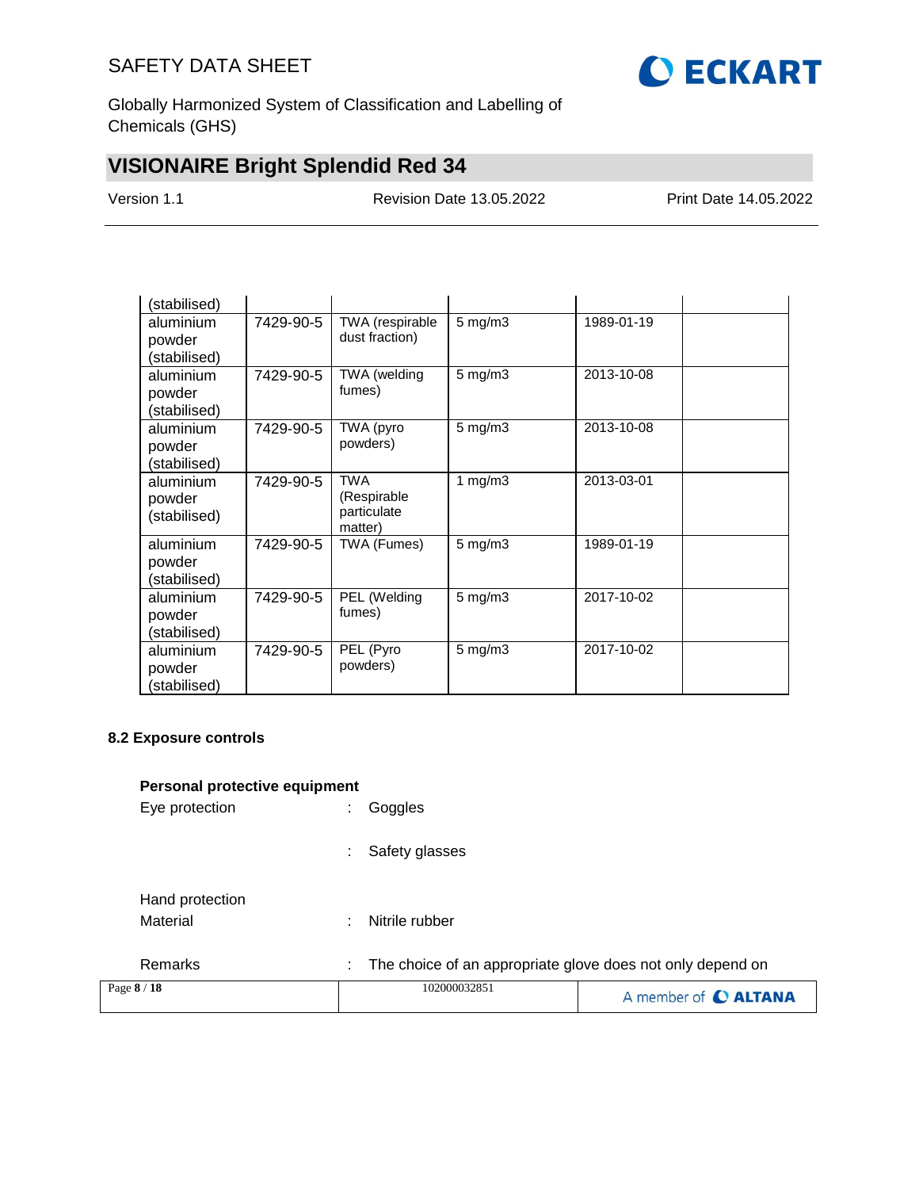| (stabilised) | | | | | |
|---|---|---|---|---|---|
| aluminium powder (stabilised) | 7429-90-5 | TWA (respirable dust fraction) | 5 mg/m3 | 1989-01-19 | |
| aluminium powder (stabilised) | 7429-90-5 | TWA (welding fumes) | 5 mg/m3 | 2013-10-08 | |
| aluminium powder (stabilised) | 7429-90-5 | TWA (pyro powders) | 5 mg/m3 | 2013-10-08 | |
| aluminium powder (stabilised) | 7429-90-5 | TWA (Respirable particulate matter) | 1 mg/m3 | 2013-03-01 | |
| aluminium powder (stabilised) | 7429-90-5 | TWA (Fumes) | 5 mg/m3 | 1989-01-19 | |
| aluminium powder (stabilised) | 7429-90-5 | PEL (Welding fumes) | 5 mg/m3 | 2017-10-02 | |
| aluminium powder (stabilised) | 7429-90-5 | PEL (Pyro powders) | 5 mg/m3 | 2017-10-02 | |

### 8.2 Exposure controls

**Personal protective equipment**

Eye protection : Goggles

: Safety glasses

Hand protection

Material : Nitrile rubber

Remarks : The choice of an appropriate glove does not only depend on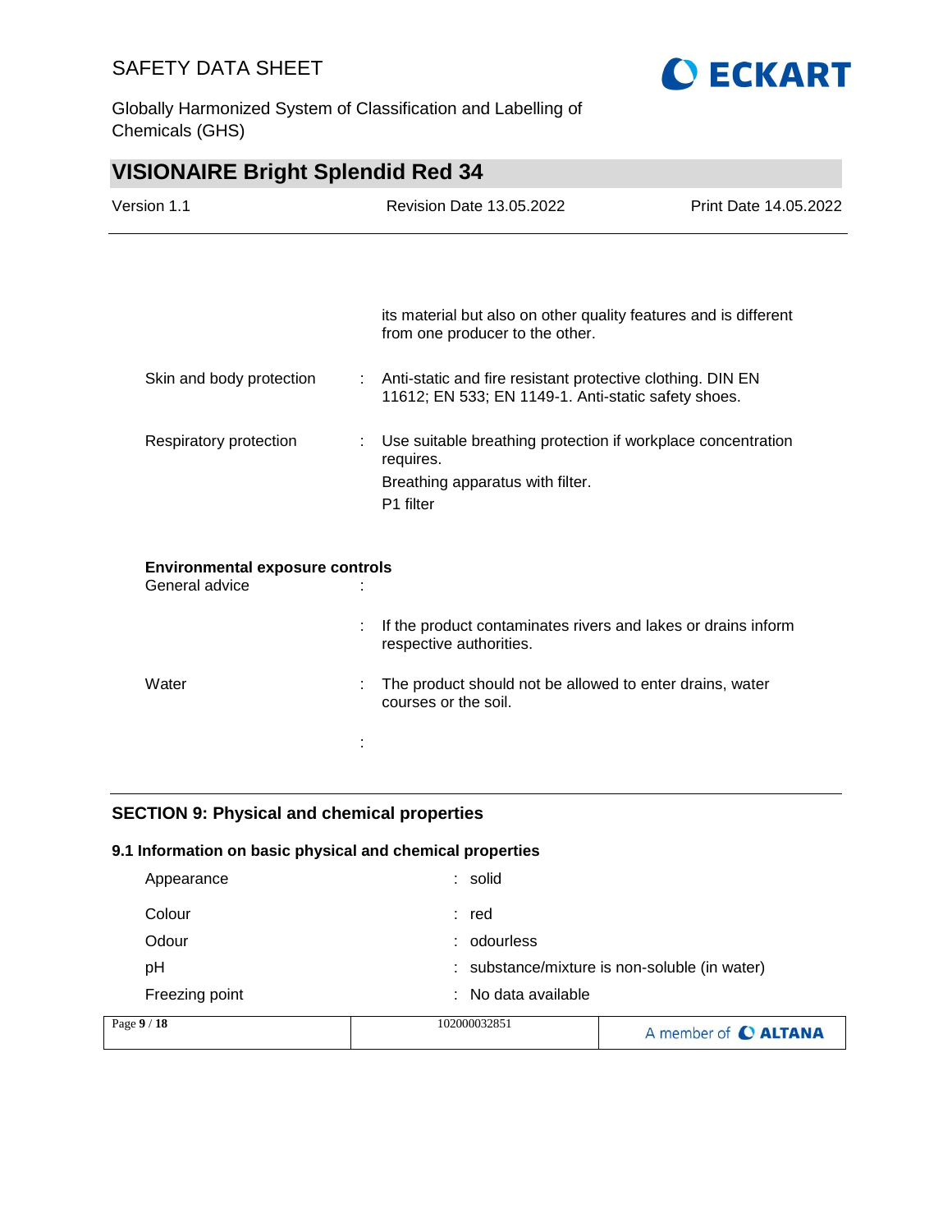its material but also on other quality features and is different from one producer to the other.

| | | |
|---|---|---|
| Skin and body protection | : | Anti-static and fire resistant protective clothing. DIN EN 11612; EN 533; EN 1149-1. Anti-static safety shoes. |
| Respiratory protection | : | Use suitable breathing protection if workplace concentration requires.<br>Breathing apparatus with filter.<br>P1 filter |

**Environmental exposure controls**

| | | |
|---|---|---|
| General advice | : | |
| | : | If the product contaminates rivers and lakes or drains inform respective authorities. |
| Water | : | The product should not be allowed to enter drains, water courses or the soil. |
| | : | |

## SECTION 9: Physical and chemical properties

### 9.1 Information on basic physical and chemical properties

| | | |
|---|---|---|
| Appearance | : | solid |
| Colour | : | red |
| Odour | : | odourless |
| pH | : | substance/mixture is non-soluble (in water) |
| Freezing point | : | No data available |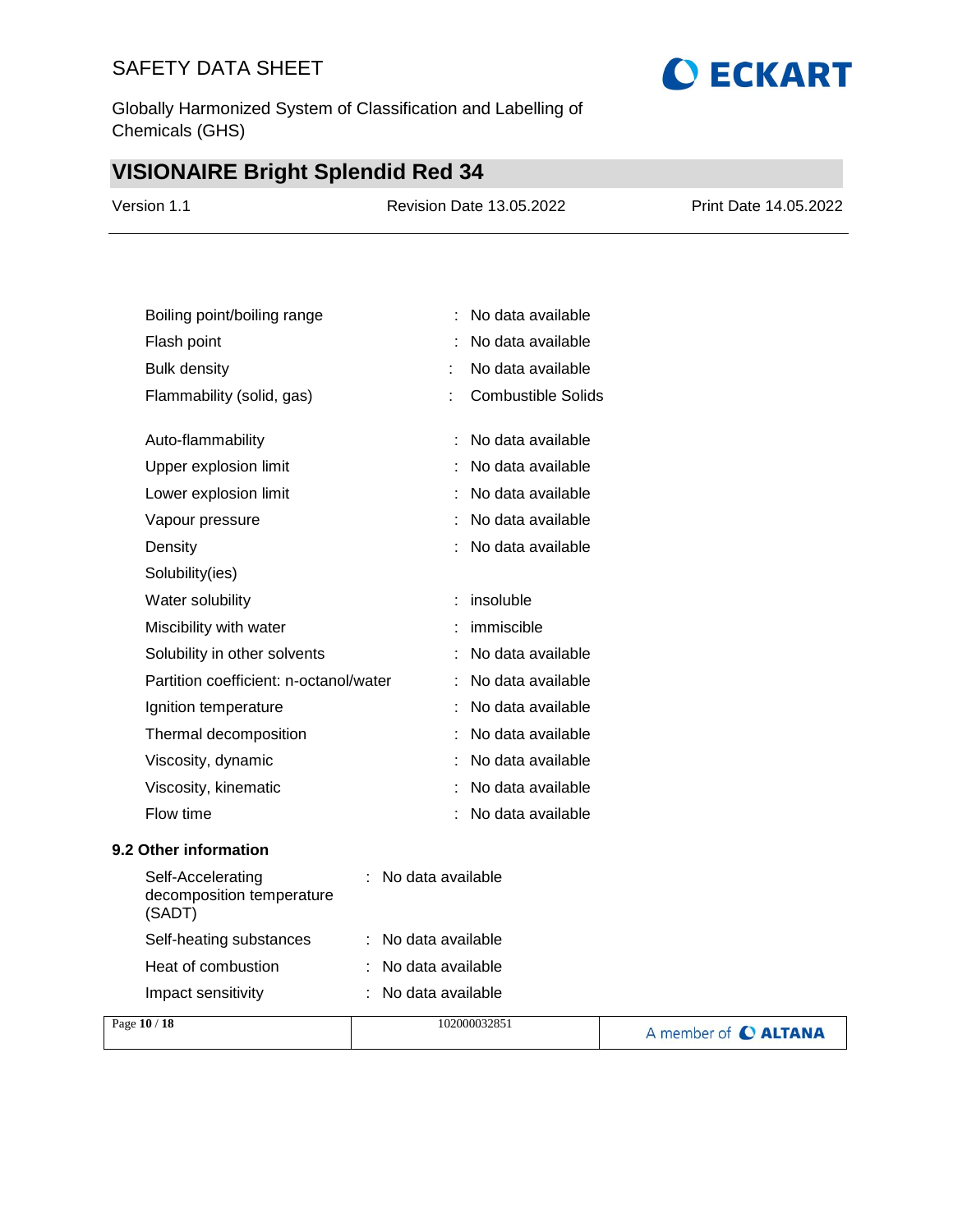| | | |
|---|---|---|
| Boiling point/boiling range | : | No data available |
| Flash point | : | No data available |
| Bulk density | : | No data available |
| Flammability (solid, gas) | : | Combustible Solids |
| Auto-flammability | : | No data available |
| Upper explosion limit | : | No data available |
| Lower explosion limit | : | No data available |
| Vapour pressure | : | No data available |
| Density | : | No data available |
| Solubility(ies) | | |
| Water solubility | : | insoluble |
| Miscibility with water | : | immiscible |
| Solubility in other solvents | : | No data available |
| Partition coefficient: n-octanol/water | : | No data available |
| Ignition temperature | : | No data available |
| Thermal decomposition | : | No data available |
| Viscosity, dynamic | : | No data available |
| Viscosity, kinematic | : | No data available |
| Flow time | : | No data available |

**9.2 Other information**

| | | |
|---|---|---|
| Self-Accelerating decomposition temperature (SADT) | : | No data available |
| Self-heating substances | : | No data available |
| Heat of combustion | : | No data available |
| Impact sensitivity | : | No data available |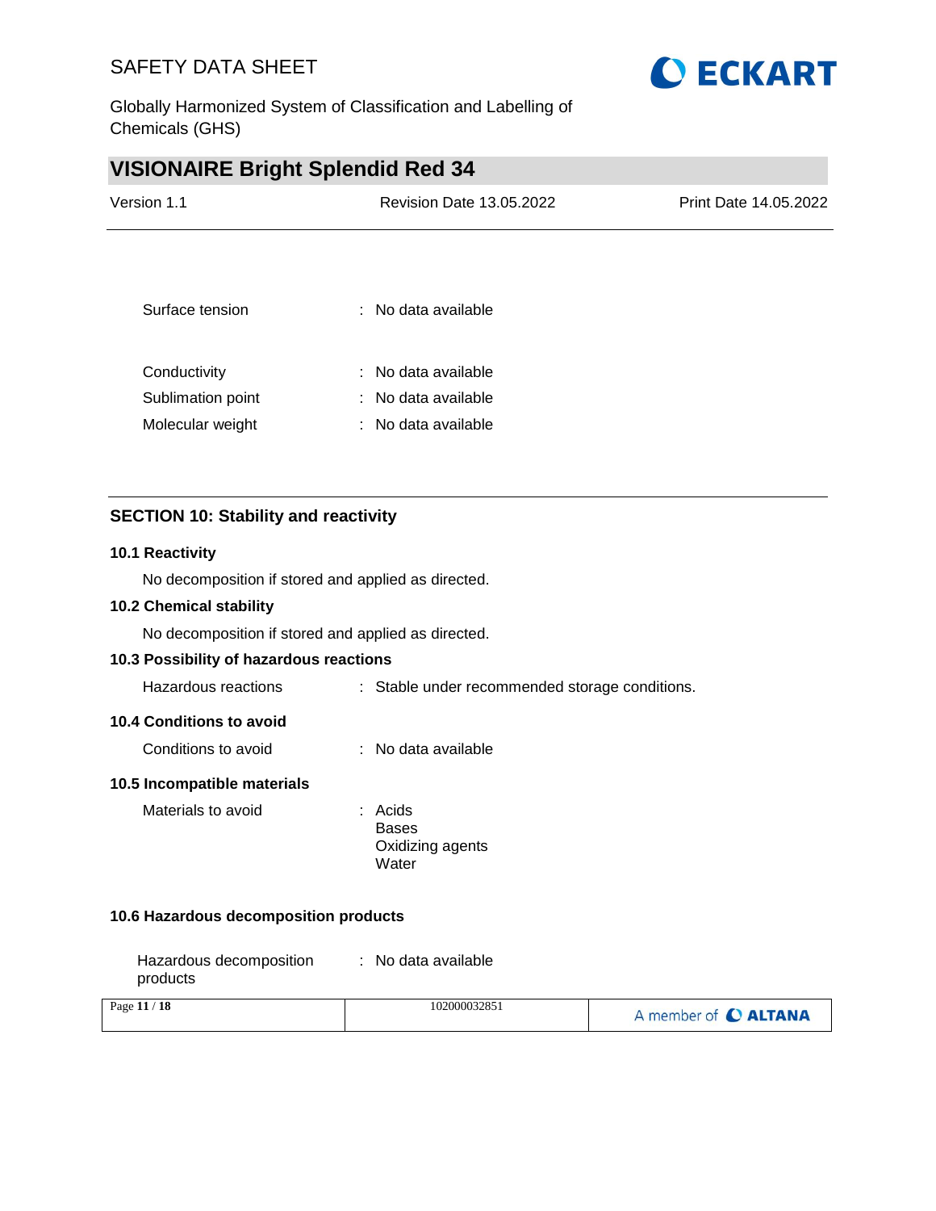| | | |
|---|---|---|
| Surface tension | : | No data available |
| Conductivity | : | No data available |
| Sublimation point | : | No data available |
| Molecular weight | : | No data available |

## SECTION 10: Stability and reactivity

### 10.1 Reactivity

No decomposition if stored and applied as directed.

### 10.2 Chemical stability

No decomposition if stored and applied as directed.

### 10.3 Possibility of hazardous reactions

| | | |
|---|---|---|
| Hazardous reactions | : | Stable under recommended storage conditions. |

### 10.4 Conditions to avoid

| | | |
|---|---|---|
| Conditions to avoid | : | No data available |

### 10.5 Incompatible materials

| | | |
|---|---|---|
| Materials to avoid | : | Acids<br>Bases<br>Oxidizing agents<br>Water |

### 10.6 Hazardous decomposition products

| | | |
|---|---|---|
| Hazardous decomposition products | : | No data available |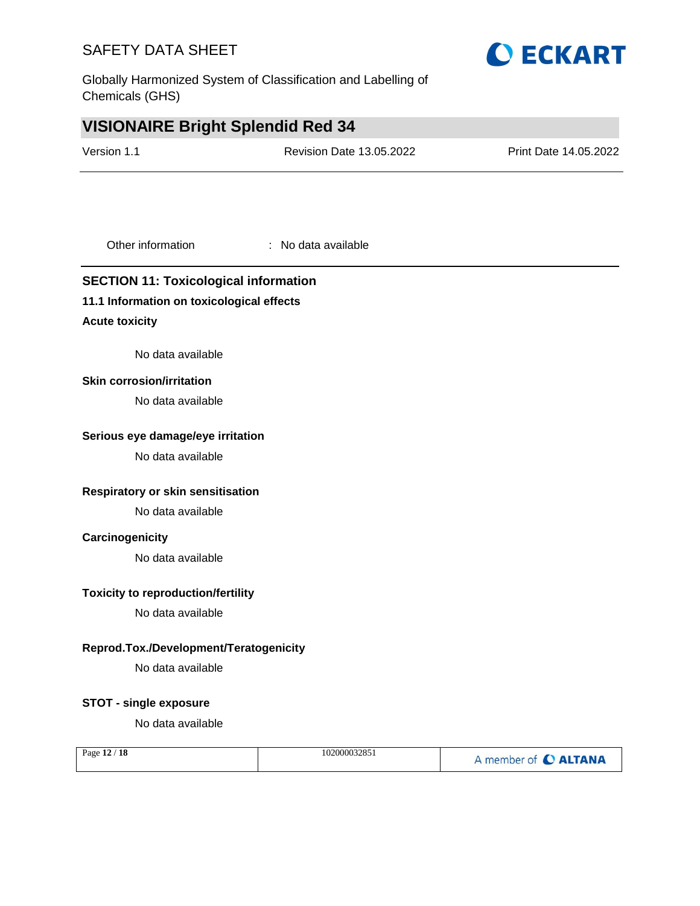Other information : No data available

## SECTION 11: Toxicological information

### 11.1 Information on toxicological effects

**Acute toxicity**

No data available

**Skin corrosion/irritation**

No data available

**Serious eye damage/eye irritation**

No data available

**Respiratory or skin sensitisation**

No data available

**Carcinogenicity**

No data available

**Toxicity to reproduction/fertility**

No data available

**Reprod.Tox./Development/Teratogenicity**

No data available

**STOT - single exposure**

No data available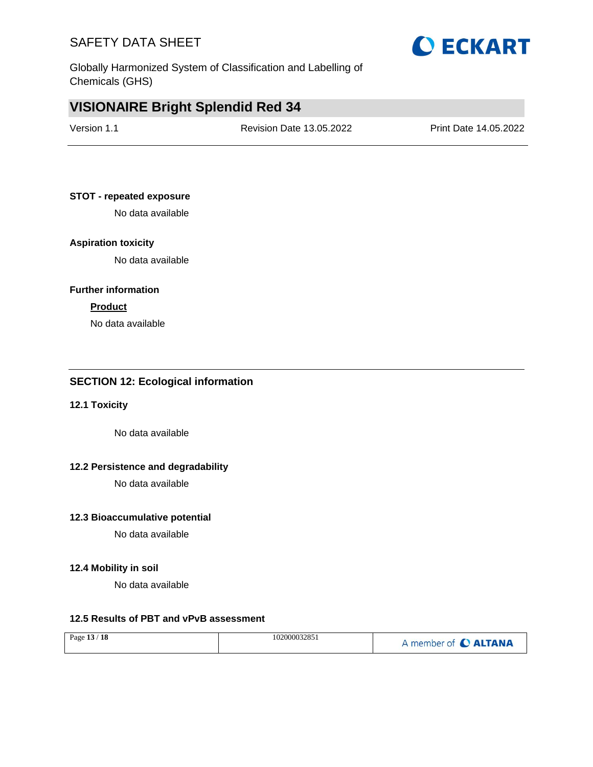**STOT - repeated exposure**

No data available

**Aspiration toxicity**

No data available

**Further information**

**Product**

No data available

## SECTION 12: Ecological information

### 12.1 Toxicity

No data available

### 12.2 Persistence and degradability

No data available

### 12.3 Bioaccumulative potential

No data available

### 12.4 Mobility in soil

No data available

### 12.5 Results of PBT and vPvB assessment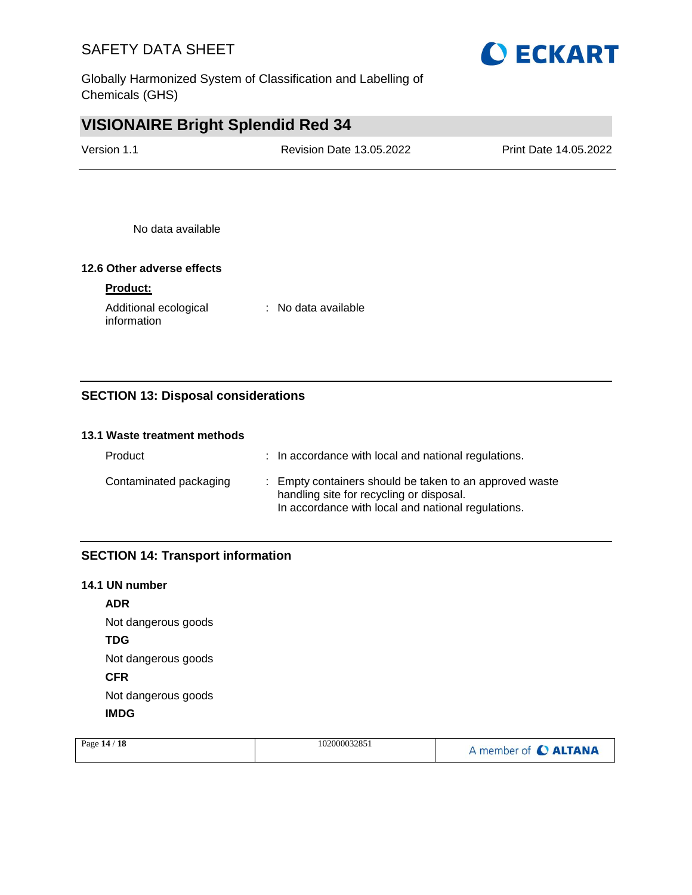No data available

### 12.6 Other adverse effects

**Product:**

Additional ecological information : No data available

## SECTION 13: Disposal considerations

### 13.1 Waste treatment methods

| | |
|---|---|
| Product | : In accordance with local and national regulations. |
| Contaminated packaging | : Empty containers should be taken to an approved waste handling site for recycling or disposal.<br>In accordance with local and national regulations. |

## SECTION 14: Transport information

### 14.1 UN number

**ADR**

Not dangerous goods

**TDG**

Not dangerous goods

**CFR**

Not dangerous goods

**IMDG**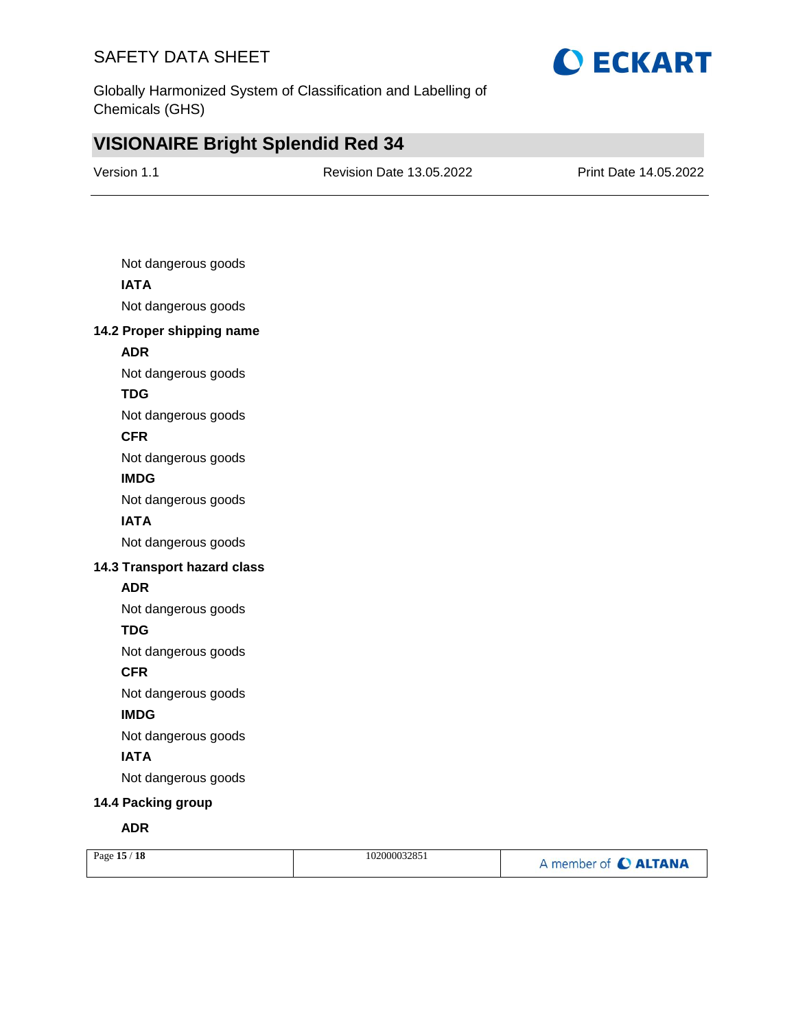Not dangerous goods

**IATA**

Not dangerous goods

### 14.2 Proper shipping name

**ADR**

Not dangerous goods

**TDG**

Not dangerous goods

**CFR**

Not dangerous goods

**IMDG**

Not dangerous goods

**IATA**

Not dangerous goods

### 14.3 Transport hazard class

**ADR**

Not dangerous goods

**TDG**

Not dangerous goods

**CFR**

Not dangerous goods

**IMDG**

Not dangerous goods

**IATA**

Not dangerous goods

### 14.4 Packing group

**ADR**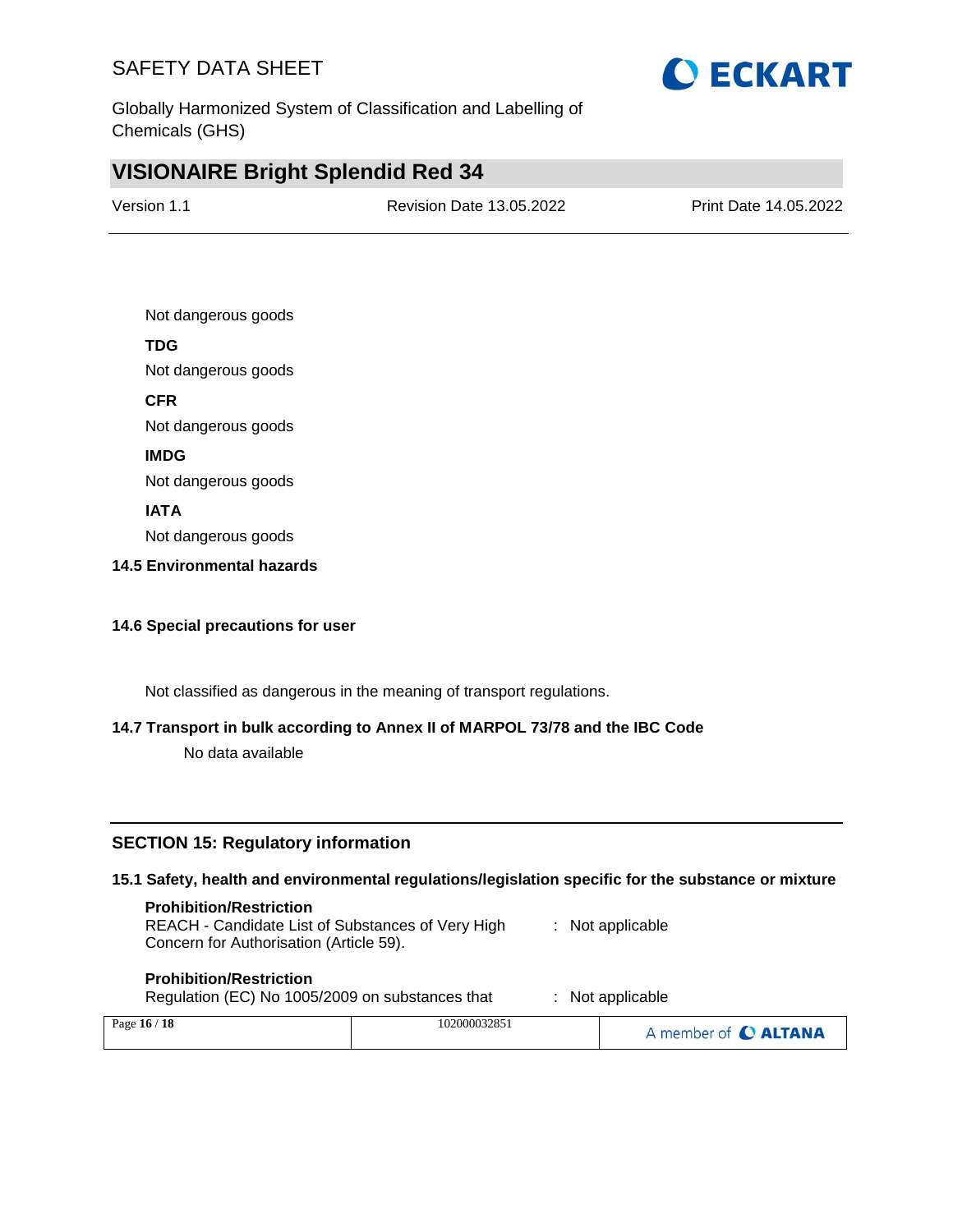Not dangerous goods

**TDG**

Not dangerous goods

**CFR**

Not dangerous goods

**IMDG**

Not dangerous goods

**IATA**

Not dangerous goods

**14.5 Environmental hazards**

**14.6 Special precautions for user**

Not classified as dangerous in the meaning of transport regulations.

**14.7 Transport in bulk according to Annex II of MARPOL 73/78 and the IBC Code**

No data available

## SECTION 15: Regulatory information

**15.1 Safety, health and environmental regulations/legislation specific for the substance or mixture**

**Prohibition/Restriction**
REACH - Candidate List of Substances of Very High Concern for Authorisation (Article 59). : Not applicable

**Prohibition/Restriction**
Regulation (EC) No 1005/2009 on substances that : Not applicable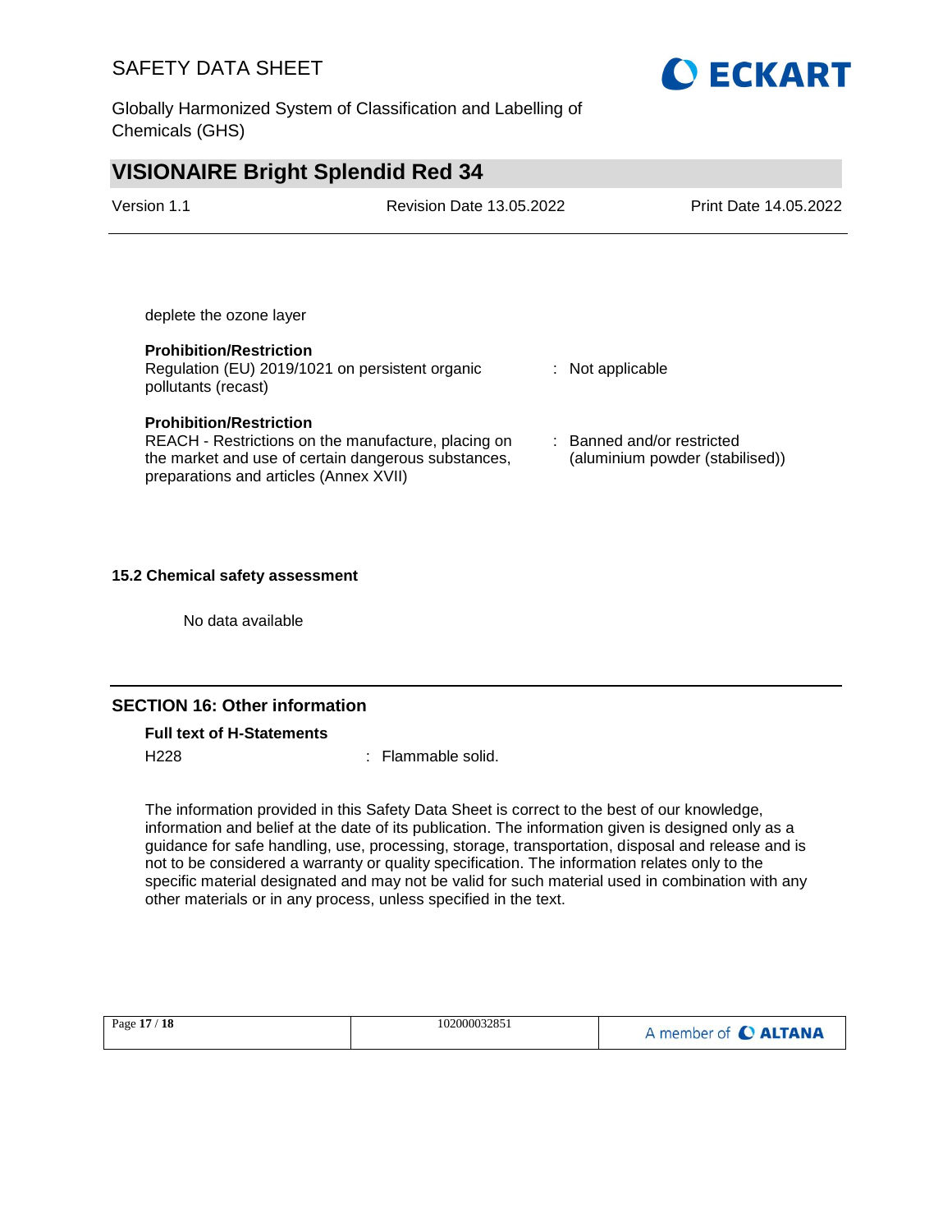deplete the ozone layer

**Prohibition/Restriction**
Regulation (EU) 2019/1021 on persistent organic pollutants (recast) : Not applicable

**Prohibition/Restriction**
REACH - Restrictions on the manufacture, placing on the market and use of certain dangerous substances, preparations and articles (Annex XVII) : Banned and/or restricted (aluminium powder (stabilised))

**15.2 Chemical safety assessment**

No data available

## SECTION 16: Other information

**Full text of H-Statements**

H228 : Flammable solid.

The information provided in this Safety Data Sheet is correct to the best of our knowledge, information and belief at the date of its publication. The information given is designed only as a guidance for safe handling, use, processing, storage, transportation, disposal and release and is not to be considered a warranty or quality specification. The information relates only to the specific material designated and may not be valid for such material used in combination with any other materials or in any process, unless specified in the text.